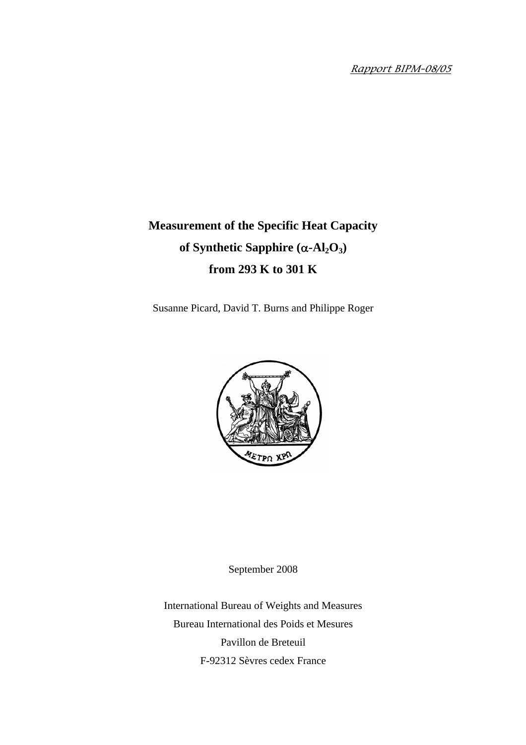*Rapport BIPM-08/05*

# Measurement of the Specific Heat Capacity of Synthetic Sapphire ($\alpha$-$Al_2O_3$) from 293 K to 301 K

Susanne Picard, David T. Burns and Philippe Roger

September 2008

International Bureau of Weights and Measures
Bureau International des Poids et Mesures
Pavillon de Breteuil
F-92312 Sèvres cedex France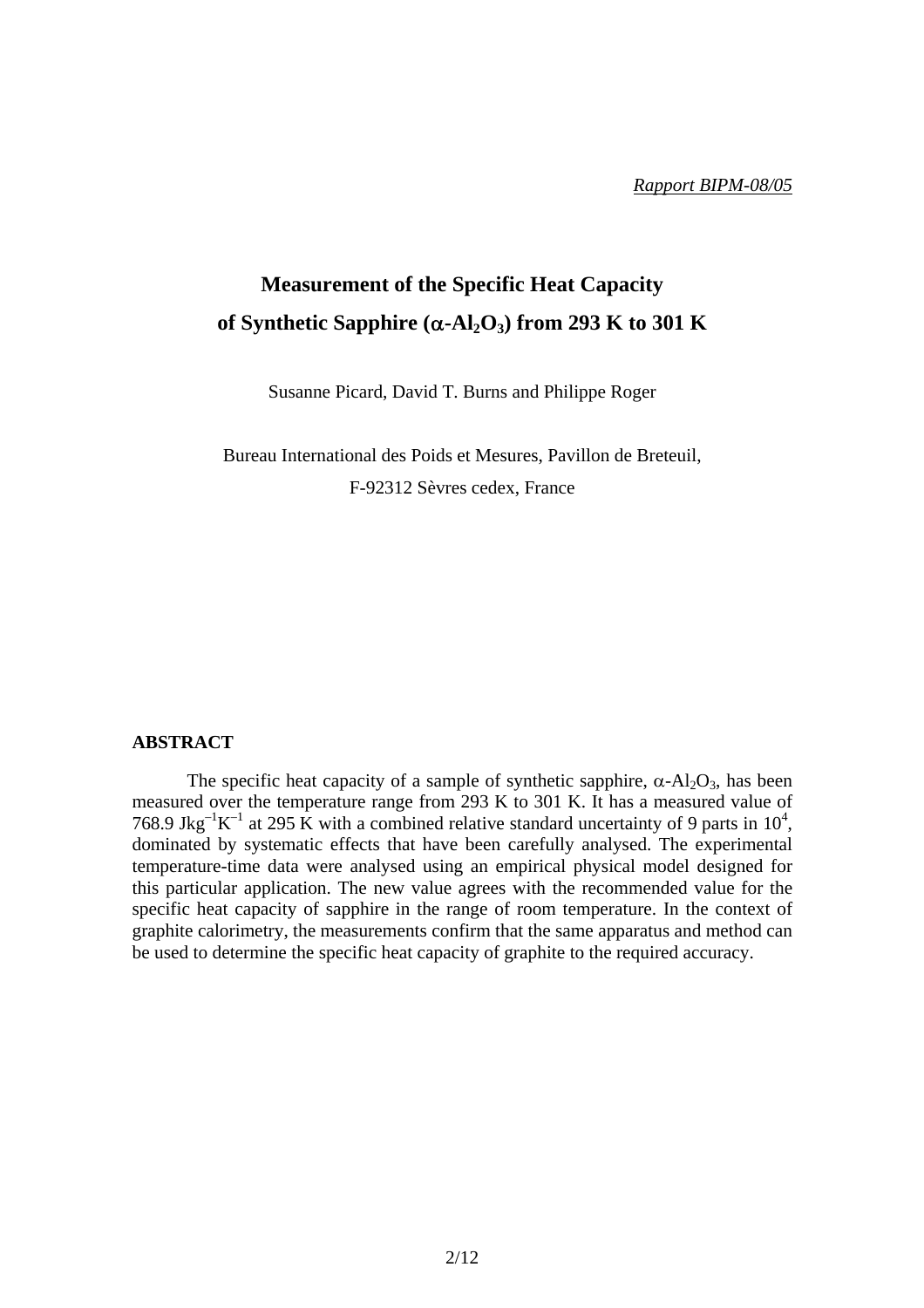*Rapport BIPM-08/05*

# Measurement of the Specific Heat Capacity of Synthetic Sapphire ($\alpha$-$Al_2O_3$) from 293 K to 301 K

Susanne Picard, David T. Burns and Philippe Roger

Bureau International des Poids et Mesures, Pavillon de Breteuil,
F-92312 Sèvres cedex, France

## ABSTRACT

The specific heat capacity of a sample of synthetic sapphire, $\alpha$-$Al_2O_3$, has been measured over the temperature range from 293 K to 301 K. It has a measured value of 768.9 $Jkg^{-1}K^{-1}$ at 295 K with a combined relative standard uncertainty of 9 parts in $10^4$, dominated by systematic effects that have been carefully analysed. The experimental temperature-time data were analysed using an empirical physical model designed for this particular application. The new value agrees with the recommended value for the specific heat capacity of sapphire in the range of room temperature. In the context of graphite calorimetry, the measurements confirm that the same apparatus and method can be used to determine the specific heat capacity of graphite to the required accuracy.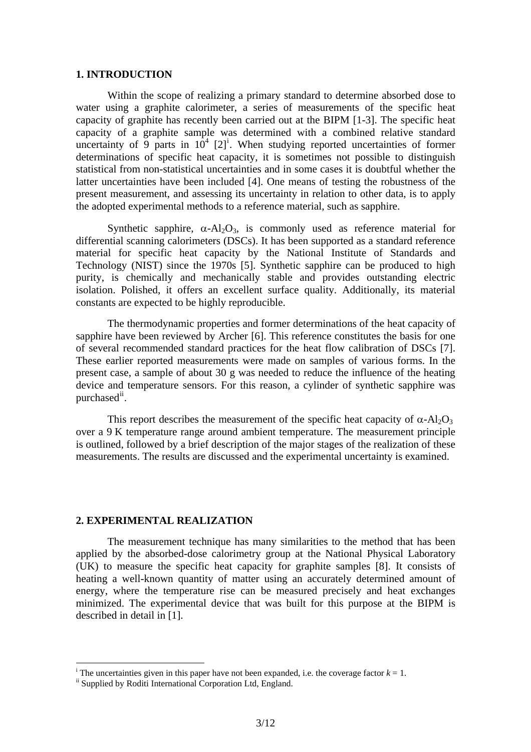## 1. INTRODUCTION

Within the scope of realizing a primary standard to determine absorbed dose to water using a graphite calorimeter, a series of measurements of the specific heat capacity of graphite has recently been carried out at the BIPM [1-3]. The specific heat capacity of a graphite sample was determined with a combined relative standard uncertainty of 9 parts in $10^4$ [2][i]. When studying reported uncertainties of former determinations of specific heat capacity, it is sometimes not possible to distinguish statistical from non-statistical uncertainties and in some cases it is doubtful whether the latter uncertainties have been included [4]. One means of testing the robustness of the present measurement, and assessing its uncertainty in relation to other data, is to apply the adopted experimental methods to a reference material, such as sapphire.

Synthetic sapphire, $\alpha$-$Al_2O_3$, is commonly used as reference material for differential scanning calorimeters (DSCs). It has been supported as a standard reference material for specific heat capacity by the National Institute of Standards and Technology (NIST) since the 1970s [5]. Synthetic sapphire can be produced to high purity, is chemically and mechanically stable and provides outstanding electric isolation. Polished, it offers an excellent surface quality. Additionally, its material constants are expected to be highly reproducible.

The thermodynamic properties and former determinations of the heat capacity of sapphire have been reviewed by Archer [6]. This reference constitutes the basis for one of several recommended standard practices for the heat flow calibration of DSCs [7]. These earlier reported measurements were made on samples of various forms. In the present case, a sample of about 30 g was needed to reduce the influence of the heating device and temperature sensors. For this reason, a cylinder of synthetic sapphire was purchased[ii].

This report describes the measurement of the specific heat capacity of $\alpha$-$Al_2O_3$ over a 9 K temperature range around ambient temperature. The measurement principle is outlined, followed by a brief description of the major stages of the realization of these measurements. The results are discussed and the experimental uncertainty is examined.

## 2. EXPERIMENTAL REALIZATION

The measurement technique has many similarities to the method that has been applied by the absorbed-dose calorimetry group at the National Physical Laboratory (UK) to measure the specific heat capacity for graphite samples [8]. It consists of heating a well-known quantity of matter using an accurately determined amount of energy, where the temperature rise can be measured precisely and heat exchanges minimized. The experimental device that was built for this purpose at the BIPM is described in detail in [1].

---

[i] The uncertainties given in this paper have not been expanded, i.e. the coverage factor $k = 1$.

[ii] Supplied by Roditi International Corporation Ltd, England.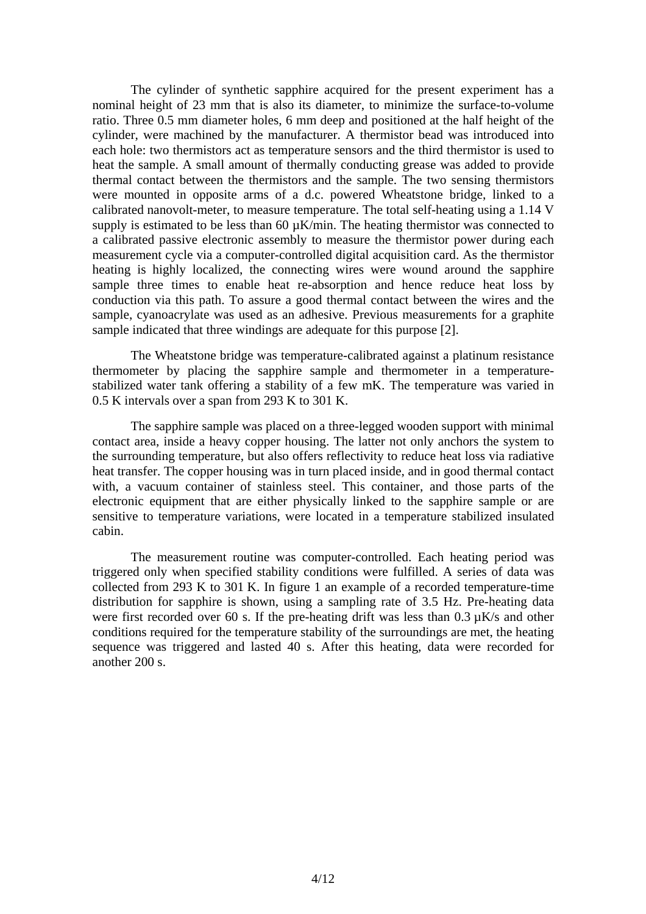The cylinder of synthetic sapphire acquired for the present experiment has a nominal height of 23 mm that is also its diameter, to minimize the surface-to-volume ratio. Three 0.5 mm diameter holes, 6 mm deep and positioned at the half height of the cylinder, were machined by the manufacturer. A thermistor bead was introduced into each hole: two thermistors act as temperature sensors and the third thermistor is used to heat the sample. A small amount of thermally conducting grease was added to provide thermal contact between the thermistors and the sample. The two sensing thermistors were mounted in opposite arms of a d.c. powered Wheatstone bridge, linked to a calibrated nanovolt-meter, to measure temperature. The total self-heating using a 1.14 V supply is estimated to be less than 60 µK/min. The heating thermistor was connected to a calibrated passive electronic assembly to measure the thermistor power during each measurement cycle via a computer-controlled digital acquisition card. As the thermistor heating is highly localized, the connecting wires were wound around the sapphire sample three times to enable heat re-absorption and hence reduce heat loss by conduction via this path. To assure a good thermal contact between the wires and the sample, cyanoacrylate was used as an adhesive. Previous measurements for a graphite sample indicated that three windings are adequate for this purpose [2].

The Wheatstone bridge was temperature-calibrated against a platinum resistance thermometer by placing the sapphire sample and thermometer in a temperature-stabilized water tank offering a stability of a few mK. The temperature was varied in 0.5 K intervals over a span from 293 K to 301 K.

The sapphire sample was placed on a three-legged wooden support with minimal contact area, inside a heavy copper housing. The latter not only anchors the system to the surrounding temperature, but also offers reflectivity to reduce heat loss via radiative heat transfer. The copper housing was in turn placed inside, and in good thermal contact with, a vacuum container of stainless steel. This container, and those parts of the electronic equipment that are either physically linked to the sapphire sample or are sensitive to temperature variations, were located in a temperature stabilized insulated cabin.

The measurement routine was computer-controlled. Each heating period was triggered only when specified stability conditions were fulfilled. A series of data was collected from 293 K to 301 K. In figure 1 an example of a recorded temperature-time distribution for sapphire is shown, using a sampling rate of 3.5 Hz. Pre-heating data were first recorded over 60 s. If the pre-heating drift was less than 0.3 µK/s and other conditions required for the temperature stability of the surroundings are met, the heating sequence was triggered and lasted 40 s. After this heating, data were recorded for another 200 s.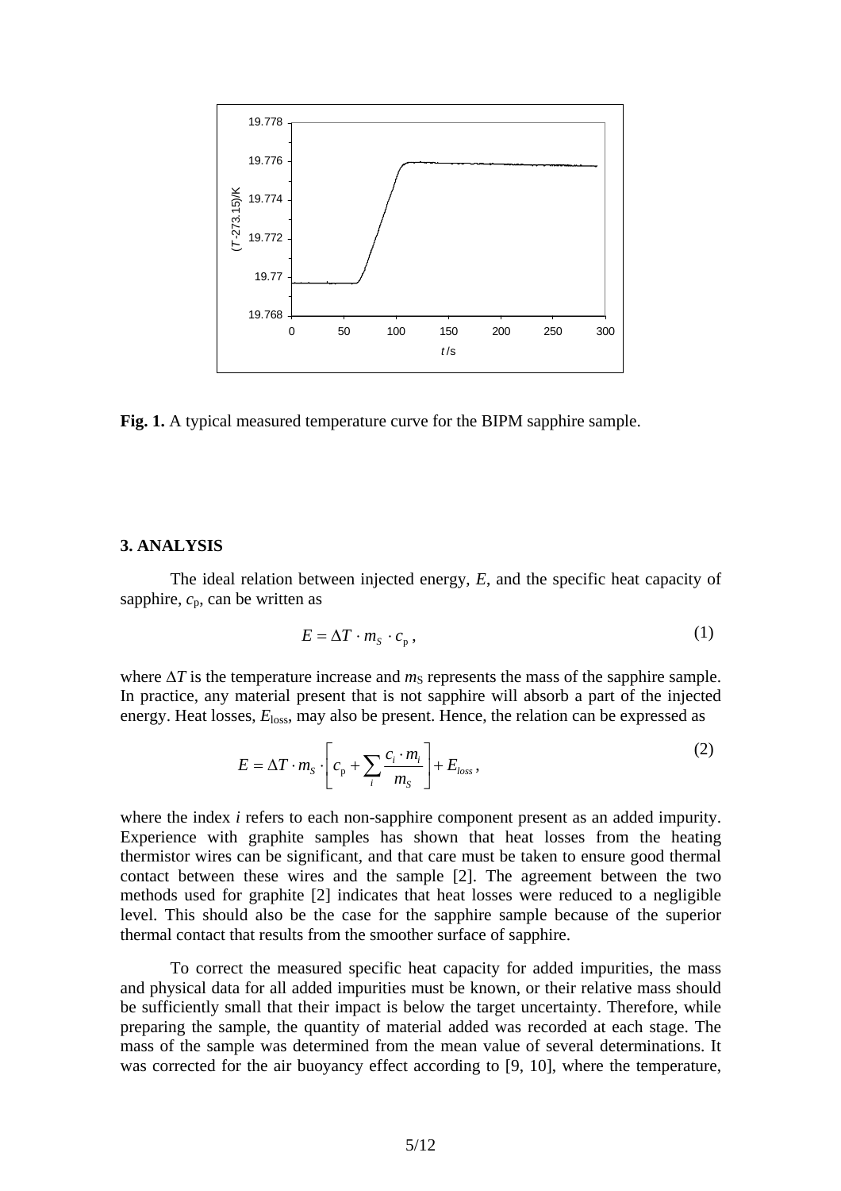**Fig. 1.** A typical measured temperature curve for the BIPM sapphire sample.

## 3. ANALYSIS

The ideal relation between injected energy, $E$, and the specific heat capacity of sapphire, $c_p$, can be written as

$$E = \Delta T \cdot m_S \cdot c_p \,, \tag{1}$$

where $\Delta T$ is the temperature increase and $m_S$ represents the mass of the sapphire sample. In practice, any material present that is not sapphire will absorb a part of the injected energy. Heat losses, $E_{loss}$, may also be present. Hence, the relation can be expressed as

$$E = \Delta T \cdot m_S \cdot \left[ c_p + \sum_i \frac{c_i \cdot m_i}{m_S} \right] + E_{loss} \,, \tag{2}$$

where the index $i$ refers to each non-sapphire component present as an added impurity. Experience with graphite samples has shown that heat losses from the heating thermistor wires can be significant, and that care must be taken to ensure good thermal contact between these wires and the sample [2]. The agreement between the two methods used for graphite [2] indicates that heat losses were reduced to a negligible level. This should also be the case for the sapphire sample because of the superior thermal contact that results from the smoother surface of sapphire.

To correct the measured specific heat capacity for added impurities, the mass and physical data for all added impurities must be known, or their relative mass should be sufficiently small that their impact is below the target uncertainty. Therefore, while preparing the sample, the quantity of material added was recorded at each stage. The mass of the sample was determined from the mean value of several determinations. It was corrected for the air buoyancy effect according to [9, 10], where the temperature,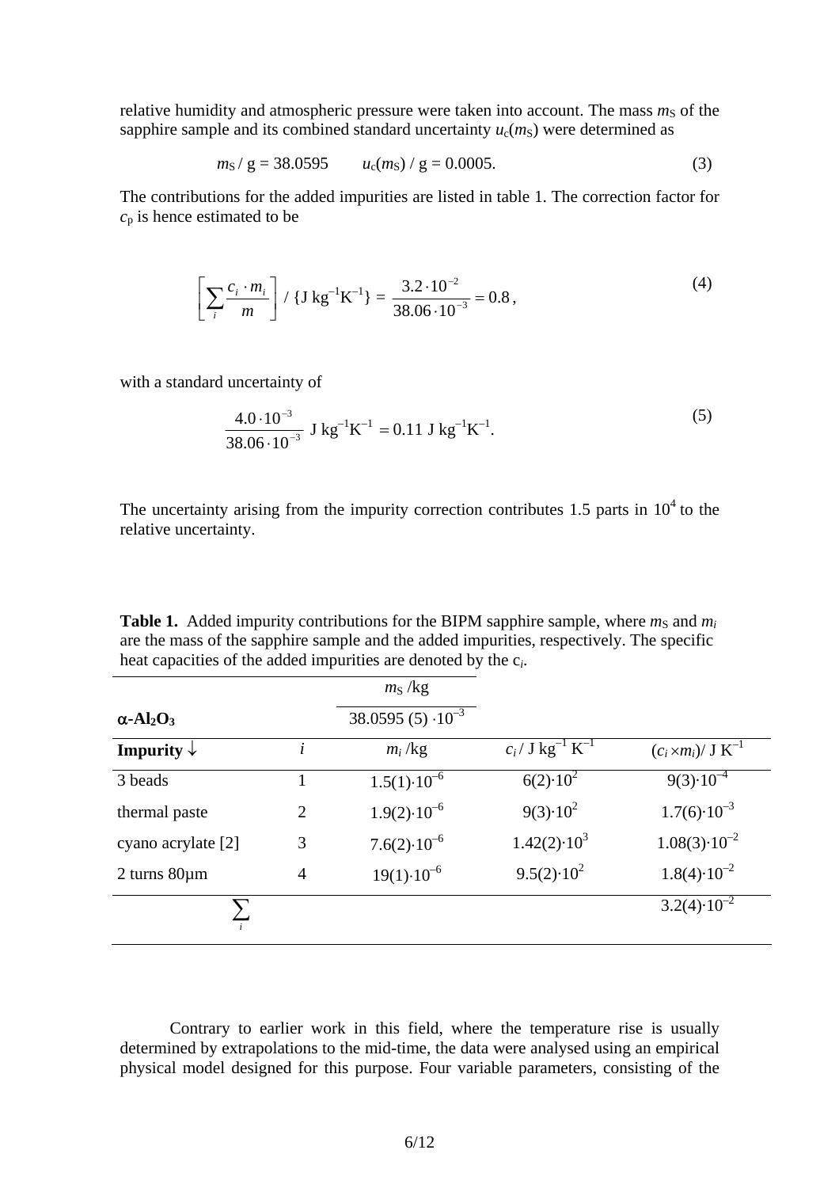relative humidity and atmospheric pressure were taken into account. The mass $m_S$ of the sapphire sample and its combined standard uncertainty $u_c(m_S)$ were determined as

$$m_S \,/\, \mathrm{g} = 38.0595 \qquad u_c(m_S) \,/\, \mathrm{g} = 0.0005. \tag{3}$$

The contributions for the added impurities are listed in table 1. The correction factor for $c_p$ is hence estimated to be

$$\left[\sum_i \frac{c_i \cdot m_i}{m}\right] / \{\mathrm{J\,kg^{-1}K^{-1}}\} = \frac{3.2 \cdot 10^{-2}}{38.06 \cdot 10^{-3}} = 0.8\,, \tag{4}$$

with a standard uncertainty of

$$\frac{4.0 \cdot 10^{-3}}{38.06 \cdot 10^{-3}}\ \mathrm{J\,kg^{-1}K^{-1}} = 0.11\ \mathrm{J\,kg^{-1}K^{-1}}. \tag{5}$$

The uncertainty arising from the impurity correction contributes 1.5 parts in $10^4$ to the relative uncertainty.

**Table 1.** Added impurity contributions for the BIPM sapphire sample, where $m_S$ and $m_i$ are the mass of the sapphire sample and the added impurities, respectively. The specific heat capacities of the added impurities are denoted by the $c_i$.

| | | $m_S$ /kg | | |
|---|---|---|---|---|
| **$\alpha$-$Al_2O_3$** | | $38.0595\,(5) \cdot 10^{-3}$ | | |
| **Impurity ↓** | $i$ | $m_i$ /kg | $c_i$ / J kg$^{-1}$ K$^{-1}$ | $(c_i \times m_i)$/ J K$^{-1}$ |
| 3 beads | 1 | $1.5(1)\cdot 10^{-6}$ | $6(2)\cdot 10^{2}$ | $9(3)\cdot 10^{-4}$ |
| thermal paste | 2 | $1.9(2)\cdot 10^{-6}$ | $9(3)\cdot 10^{2}$ | $1.7(6)\cdot 10^{-3}$ |
| cyano acrylate [2] | 3 | $7.6(2)\cdot 10^{-6}$ | $1.42(2)\cdot 10^{3}$ | $1.08(3)\cdot 10^{-2}$ |
| 2 turns 80µm | 4 | $19(1)\cdot 10^{-6}$ | $9.5(2)\cdot 10^{2}$ | $1.8(4)\cdot 10^{-2}$ |
| $\sum_i$ | | | | $3.2(4)\cdot 10^{-2}$ |

Contrary to earlier work in this field, where the temperature rise is usually determined by extrapolations to the mid-time, the data were analysed using an empirical physical model designed for this purpose. Four variable parameters, consisting of the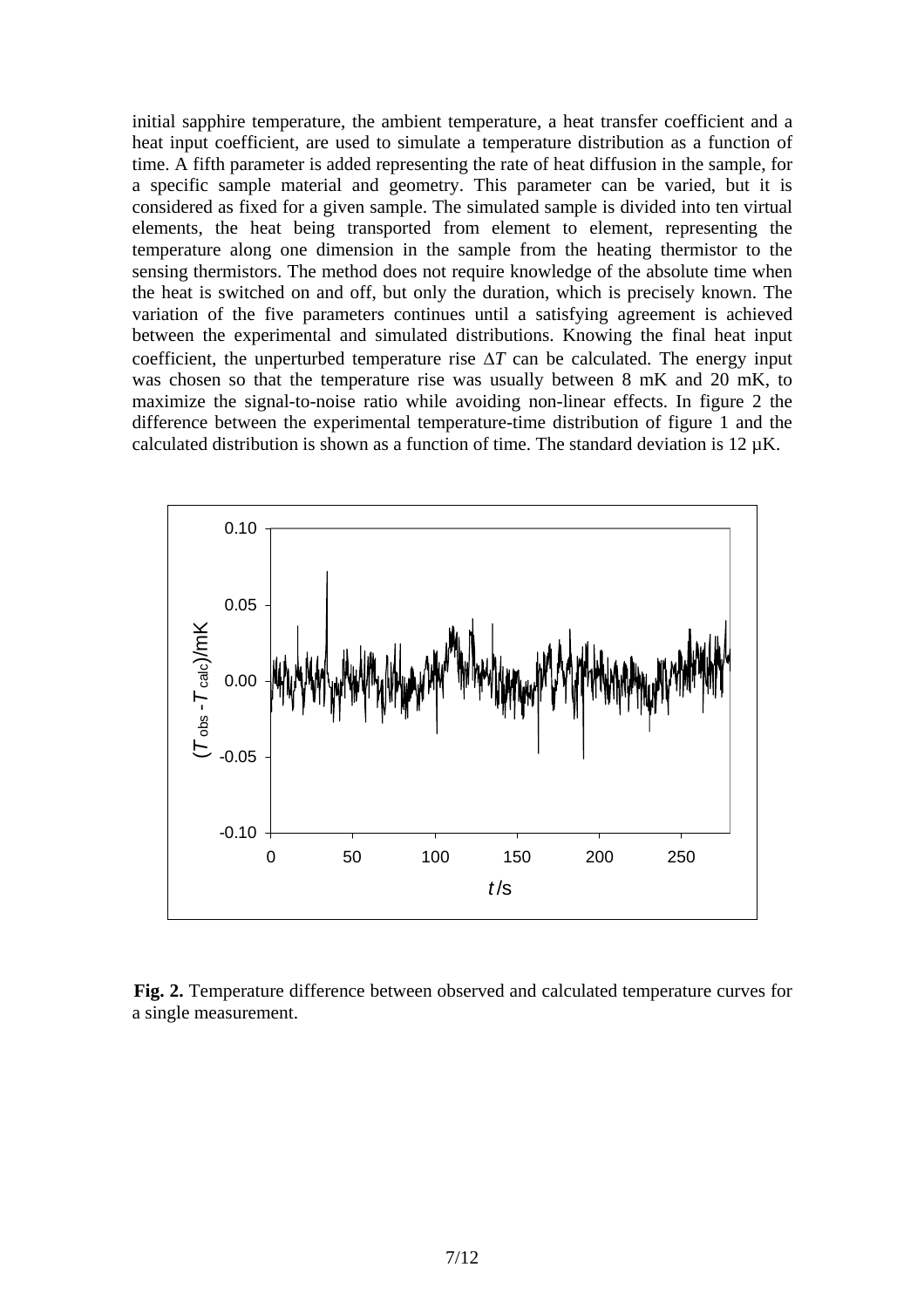initial sapphire temperature, the ambient temperature, a heat transfer coefficient and a heat input coefficient, are used to simulate a temperature distribution as a function of time. A fifth parameter is added representing the rate of heat diffusion in the sample, for a specific sample material and geometry. This parameter can be varied, but it is considered as fixed for a given sample. The simulated sample is divided into ten virtual elements, the heat being transported from element to element, representing the temperature along one dimension in the sample from the heating thermistor to the sensing thermistors. The method does not require knowledge of the absolute time when the heat is switched on and off, but only the duration, which is precisely known. The variation of the five parameters continues until a satisfying agreement is achieved between the experimental and simulated distributions. Knowing the final heat input coefficient, the unperturbed temperature rise $\Delta T$ can be calculated. The energy input was chosen so that the temperature rise was usually between 8 mK and 20 mK, to maximize the signal-to-noise ratio while avoiding non-linear effects. In figure 2 the difference between the experimental temperature-time distribution of figure 1 and the calculated distribution is shown as a function of time. The standard deviation is 12 μK.

**Fig. 2.** Temperature difference between observed and calculated temperature curves for a single measurement.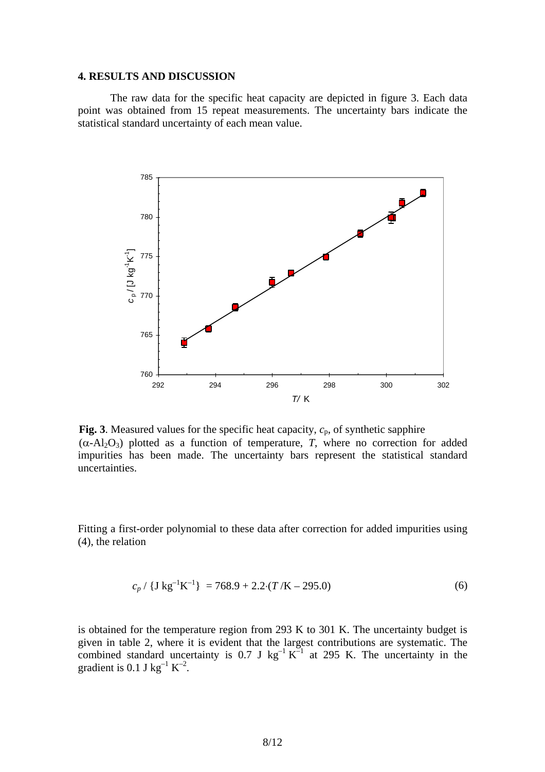## 4. RESULTS AND DISCUSSION

The raw data for the specific heat capacity are depicted in figure 3. Each data point was obtained from 15 repeat measurements. The uncertainty bars indicate the statistical standard uncertainty of each mean value.

**Fig. 3**. Measured values for the specific heat capacity, $c_p$, of synthetic sapphire ($\alpha$-$Al_2O_3$) plotted as a function of temperature, $T$, where no correction for added impurities has been made. The uncertainty bars represent the statistical standard uncertainties.

Fitting a first-order polynomial to these data after correction for added impurities using (4), the relation

$$c_p \,/\, \{\mathrm{J\,kg^{-1}K^{-1}}\} = 768.9 + 2.2\cdot(T\,/\mathrm{K} - 295.0) \qquad (6)$$

is obtained for the temperature region from 293 K to 301 K. The uncertainty budget is given in table 2, where it is evident that the largest contributions are systematic. The combined standard uncertainty is 0.7 J $\mathrm{kg^{-1}\,K^{-1}}$ at 295 K. The uncertainty in the gradient is 0.1 J $\mathrm{kg^{-1}\,K^{-2}}$.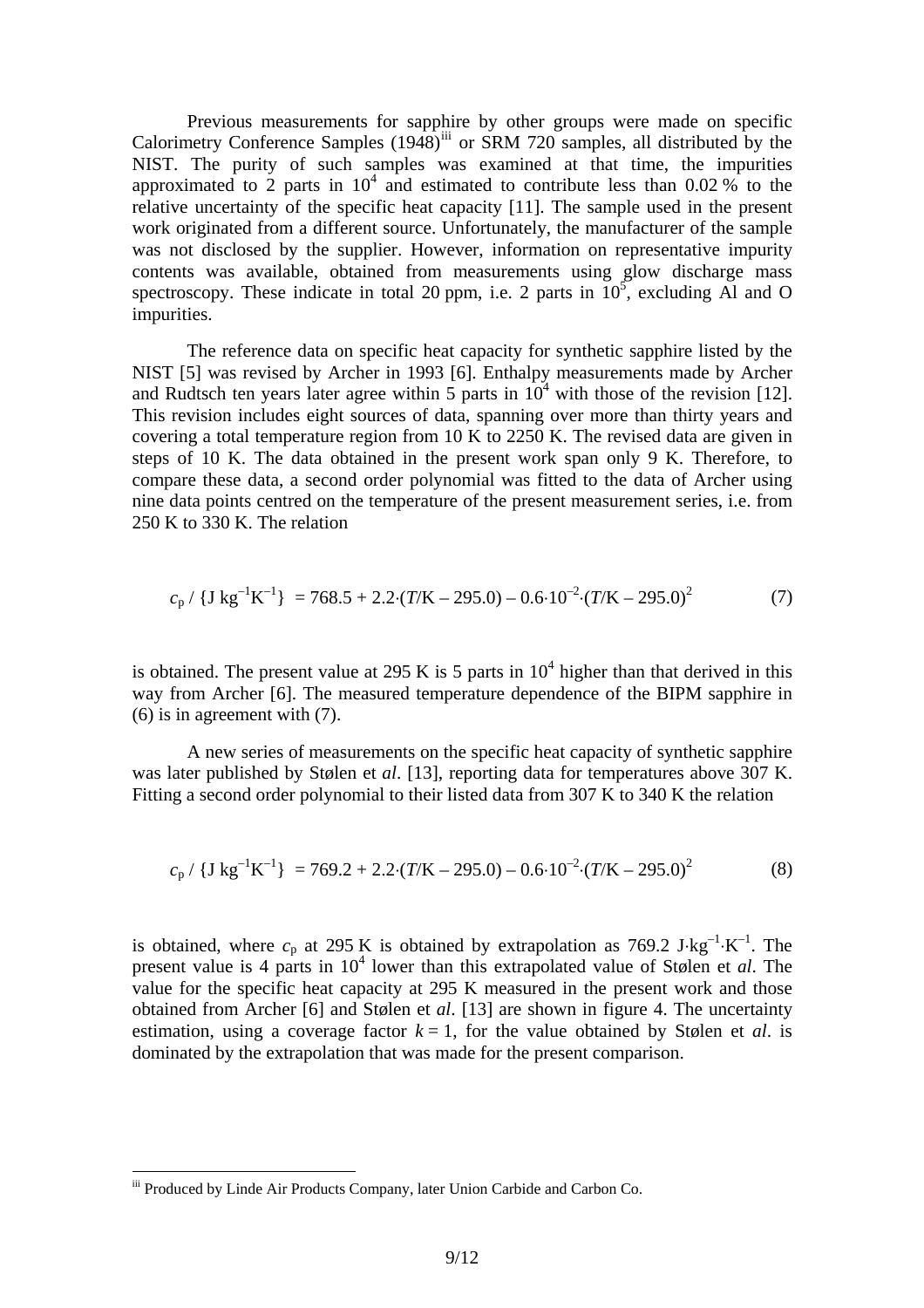Previous measurements for sapphire by other groups were made on specific Calorimetry Conference Samples (1948)[iii] or SRM 720 samples, all distributed by the NIST. The purity of such samples was examined at that time, the impurities approximated to 2 parts in $10^4$ and estimated to contribute less than 0.02 % to the relative uncertainty of the specific heat capacity [11]. The sample used in the present work originated from a different source. Unfortunately, the manufacturer of the sample was not disclosed by the supplier. However, information on representative impurity contents was available, obtained from measurements using glow discharge mass spectroscopy. These indicate in total 20 ppm, i.e. 2 parts in $10^5$, excluding Al and O impurities.

The reference data on specific heat capacity for synthetic sapphire listed by the NIST [5] was revised by Archer in 1993 [6]. Enthalpy measurements made by Archer and Rudtsch ten years later agree within 5 parts in $10^4$ with those of the revision [12]. This revision includes eight sources of data, spanning over more than thirty years and covering a total temperature region from 10 K to 2250 K. The revised data are given in steps of 10 K. The data obtained in the present work span only 9 K. Therefore, to compare these data, a second order polynomial was fitted to the data of Archer using nine data points centred on the temperature of the present measurement series, i.e. from 250 K to 330 K. The relation

$$c_p \,/\, \{\mathrm{J\,kg^{-1}K^{-1}}\} = 768.5 + 2.2\cdot(T/\mathrm{K} - 295.0) - 0.6\cdot10^{-2}\cdot(T/\mathrm{K} - 295.0)^2 \qquad (7)$$

is obtained. The present value at 295 K is 5 parts in $10^4$ higher than that derived in this way from Archer [6]. The measured temperature dependence of the BIPM sapphire in (6) is in agreement with (7).

A new series of measurements on the specific heat capacity of synthetic sapphire was later published by Stølen et *al*. [13], reporting data for temperatures above 307 K. Fitting a second order polynomial to their listed data from 307 K to 340 K the relation

$$c_p \,/\, \{\mathrm{J\,kg^{-1}K^{-1}}\} = 769.2 + 2.2\cdot(T/\mathrm{K} - 295.0) - 0.6\cdot10^{-2}\cdot(T/\mathrm{K} - 295.0)^2 \qquad (8)$$

is obtained, where $c_p$ at 295 K is obtained by extrapolation as 769.2 $\mathrm{J\cdot kg^{-1}\cdot K^{-1}}$. The present value is 4 parts in $10^4$ lower than this extrapolated value of Stølen et *al*. The value for the specific heat capacity at 295 K measured in the present work and those obtained from Archer [6] and Stølen et *al*. [13] are shown in figure 4. The uncertainty estimation, using a coverage factor $k = 1$, for the value obtained by Stølen et *al*. is dominated by the extrapolation that was made for the present comparison.

---

[iii] Produced by Linde Air Products Company, later Union Carbide and Carbon Co.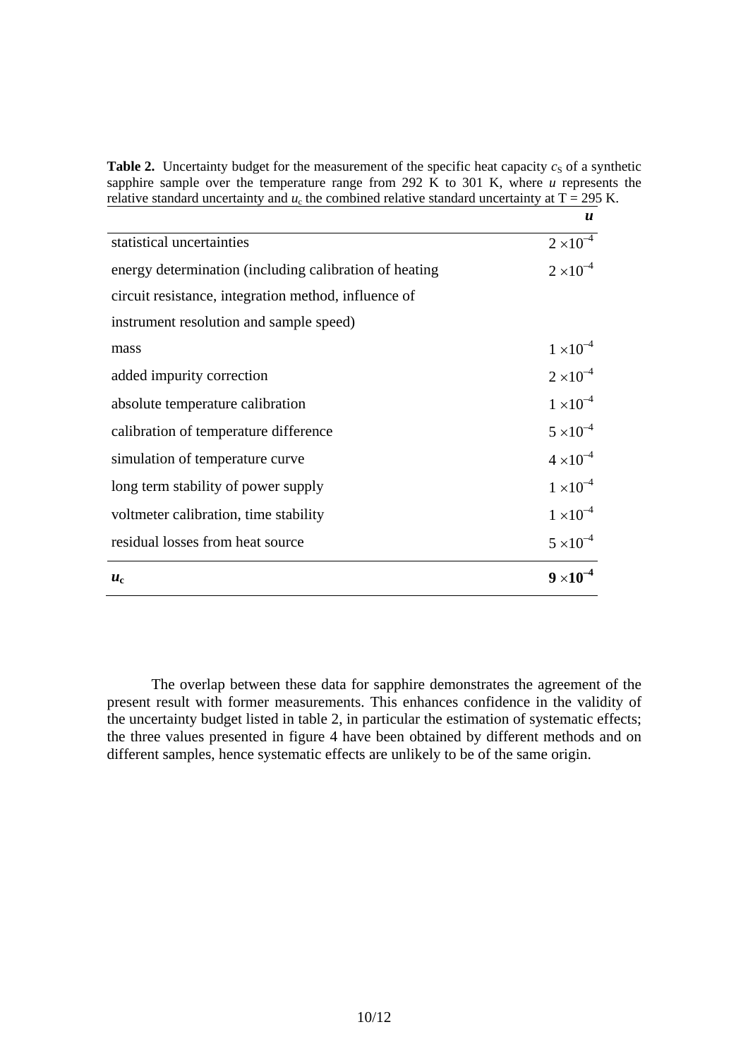**Table 2.** Uncertainty budget for the measurement of the specific heat capacity $c_S$ of a synthetic sapphire sample over the temperature range from 292 K to 301 K, where $u$ represents the relative standard uncertainty and $u_c$ the combined relative standard uncertainty at T = 295 K.

| | $u$ |
|---|---|
| statistical uncertainties | $2\times10^{-4}$ |
| energy determination (including calibration of heating circuit resistance, integration method, influence of instrument resolution and sample speed) | $2\times10^{-4}$ |
| mass | $1\times10^{-4}$ |
| added impurity correction | $2\times10^{-4}$ |
| absolute temperature calibration | $1\times10^{-4}$ |
| calibration of temperature difference | $5\times10^{-4}$ |
| simulation of temperature curve | $4\times10^{-4}$ |
| long term stability of power supply | $1\times10^{-4}$ |
| voltmeter calibration, time stability | $1\times10^{-4}$ |
| residual losses from heat source | $5\times10^{-4}$ |
| $\boldsymbol{u_c}$ | $\mathbf{9\times10^{-4}}$ |

The overlap between these data for sapphire demonstrates the agreement of the present result with former measurements. This enhances confidence in the validity of the uncertainty budget listed in table 2, in particular the estimation of systematic effects; the three values presented in figure 4 have been obtained by different methods and on different samples, hence systematic effects are unlikely to be of the same origin.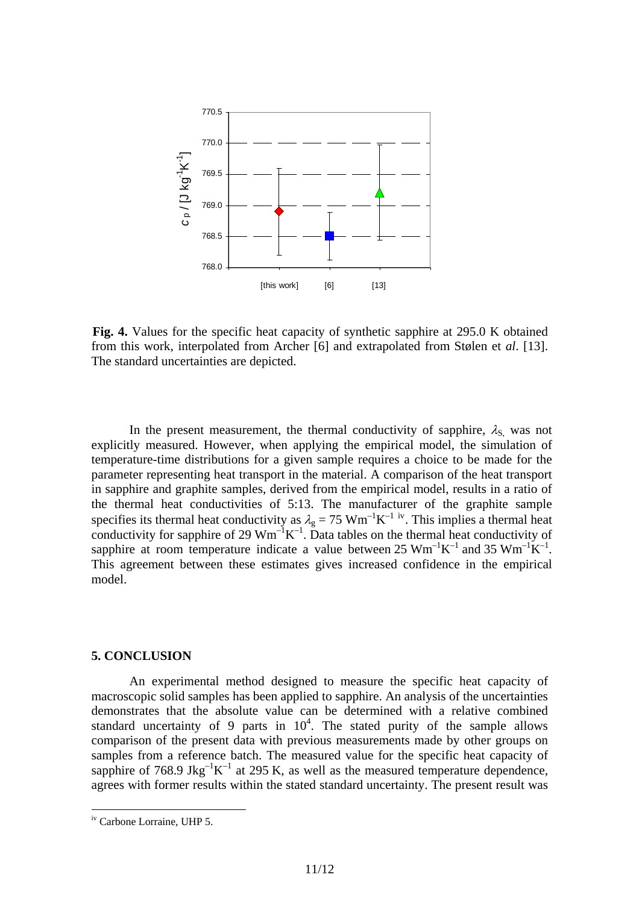**Fig. 4.** Values for the specific heat capacity of synthetic sapphire at 295.0 K obtained from this work, interpolated from Archer [6] and extrapolated from Stølen et *al*. [13]. The standard uncertainties are depicted.

In the present measurement, the thermal conductivity of sapphire, $\lambda_{S,}$ was not explicitly measured. However, when applying the empirical model, the simulation of temperature-time distributions for a given sample requires a choice to be made for the parameter representing heat transport in the material. A comparison of the heat transport in sapphire and graphite samples, derived from the empirical model, results in a ratio of the thermal heat conductivities of 5:13. The manufacturer of the graphite sample specifies its thermal heat conductivity as $\lambda_g = 75\ \mathrm{Wm^{-1}K^{-1}}$ [iv]. This implies a thermal heat conductivity for sapphire of 29 $\mathrm{Wm^{-1}K^{-1}}$. Data tables on the thermal heat conductivity of sapphire at room temperature indicate a value between 25 $\mathrm{Wm^{-1}K^{-1}}$ and 35 $\mathrm{Wm^{-1}K^{-1}}$. This agreement between these estimates gives increased confidence in the empirical model.

## 5. CONCLUSION

An experimental method designed to measure the specific heat capacity of macroscopic solid samples has been applied to sapphire. An analysis of the uncertainties demonstrates that the absolute value can be determined with a relative combined standard uncertainty of 9 parts in $10^4$. The stated purity of the sample allows comparison of the present data with previous measurements made by other groups on samples from a reference batch. The measured value for the specific heat capacity of sapphire of 768.9 $\mathrm{Jkg^{-1}K^{-1}}$ at 295 K, as well as the measured temperature dependence, agrees with former results within the stated standard uncertainty. The present result was

[iv] Carbone Lorraine, UHP 5.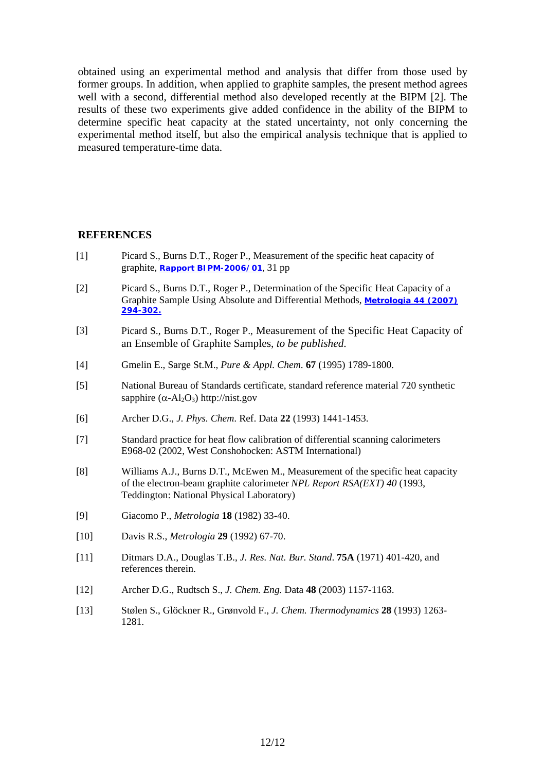obtained using an experimental method and analysis that differ from those used by former groups. In addition, when applied to graphite samples, the present method agrees well with a second, differential method also developed recently at the BIPM [2]. The results of these two experiments give added confidence in the ability of the BIPM to determine specific heat capacity at the stated uncertainty, not only concerning the experimental method itself, but also the empirical analysis technique that is applied to measured temperature-time data.

## REFERENCES

[1] Picard S., Burns D.T., Roger P., Measurement of the specific heat capacity of graphite, **Rapport BIPM-2006/01**, 31 pp

[2] Picard S., Burns D.T., Roger P., Determination of the Specific Heat Capacity of a Graphite Sample Using Absolute and Differential Methods, **Metrologia 44 (2007) 294-302.**

[3] Picard S., Burns D.T., Roger P., Measurement of the Specific Heat Capacity of an Ensemble of Graphite Samples, *to be published*.

[4] Gmelin E., Sarge St.M., *Pure & Appl. Chem*. **67** (1995) 1789-1800.

[5] National Bureau of Standards certificate, standard reference material 720 synthetic sapphire ($\alpha$-$Al_2O_3$) http://nist.gov

[6] Archer D.G., *J. Phys. Chem*. Ref. Data **22** (1993) 1441-1453.

[7] Standard practice for heat flow calibration of differential scanning calorimeters E968-02 (2002, West Conshohocken: ASTM International)

[8] Williams A.J., Burns D.T., McEwen M., Measurement of the specific heat capacity of the electron-beam graphite calorimeter *NPL Report RSA(EXT) 40* (1993, Teddington: National Physical Laboratory)

[9] Giacomo P., *Metrologia* **18** (1982) 33-40.

[10] Davis R.S., *Metrologia* **29** (1992) 67-70.

[11] Ditmars D.A., Douglas T.B., *J. Res. Nat. Bur. Stand*. **75A** (1971) 401-420, and references therein.

[12] Archer D.G., Rudtsch S., *J. Chem. Eng.* Data **48** (2003) 1157-1163.

[13] Stølen S., Glöckner R., Grønvold F., *J. Chem. Thermodynamics* **28** (1993) 1263-1281.